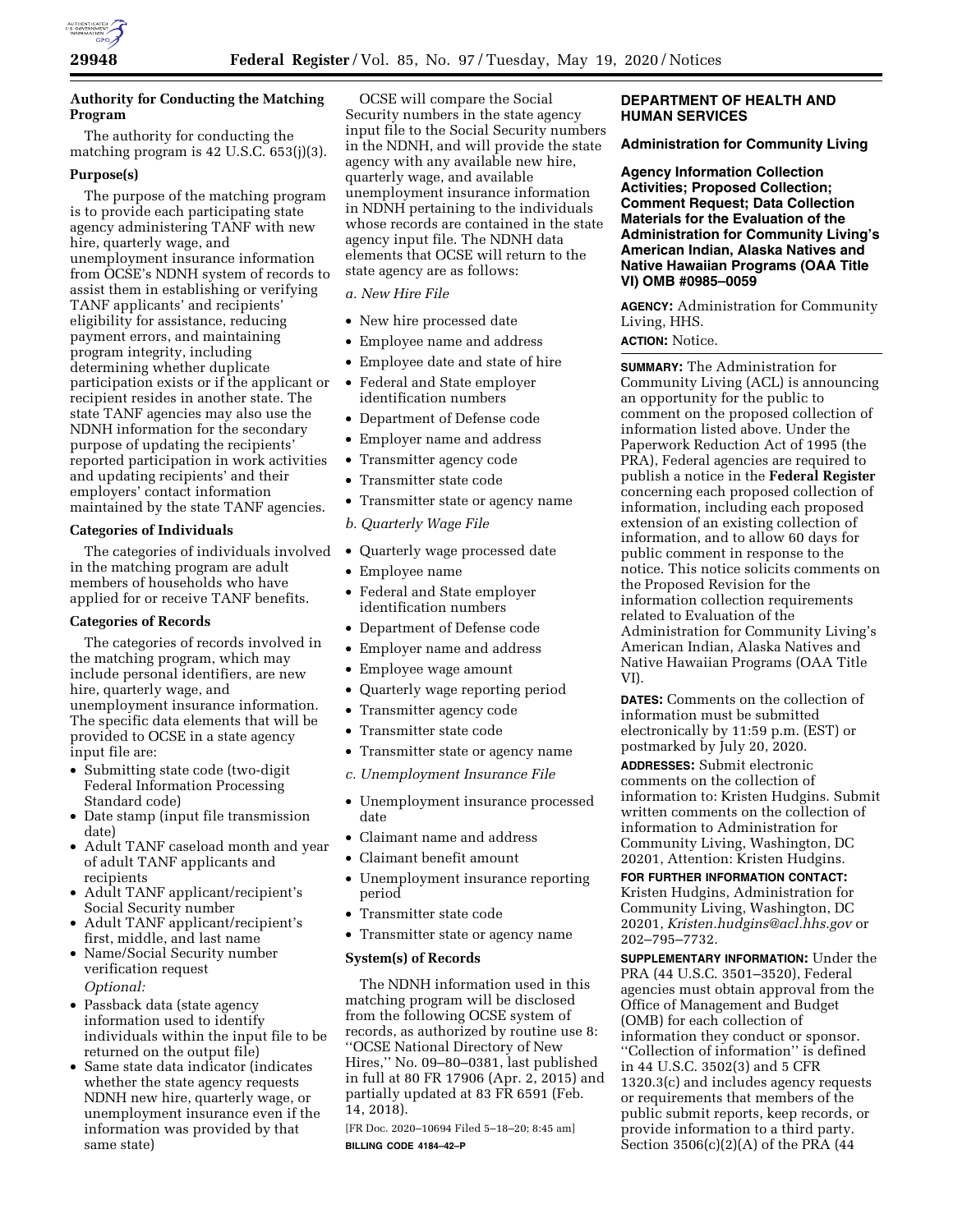### Authority for Conducting the Matching Program

The authority for conducting the matching program is 42 U.S.C. 653(j)(3).

### Purpose(s)

The purpose of the matching program is to provide each participating state agency administering TANF with new hire, quarterly wage, and unemployment insurance information from OCSE's NDNH system of records to assist them in establishing or verifying TANF applicants' and recipients' eligibility for assistance, reducing payment errors, and maintaining program integrity, including determining whether duplicate participation exists or if the applicant or recipient resides in another state. The state TANF agencies may also use the NDNH information for the secondary purpose of updating the recipients' reported participation in work activities and updating recipients' and their employers' contact information maintained by the state TANF agencies.

### Categories of Individuals

The categories of individuals involved in the matching program are adult members of households who have applied for or receive TANF benefits.

### Categories of Records

The categories of records involved in the matching program, which may include personal identifiers, are new hire, quarterly wage, and unemployment insurance information. The specific data elements that will be provided to OCSE in a state agency input file are:

- Submitting state code (two-digit Federal Information Processing Standard code)
- Date stamp (input file transmission date)
- Adult TANF caseload month and year of adult TANF applicants and recipients
- Adult TANF applicant/recipient's Social Security number
- Adult TANF applicant/recipient's first, middle, and last name
- Name/Social Security number verification request

*Optional:*

- Passback data (state agency information used to identify individuals within the input file to be returned on the output file)
- Same state data indicator (indicates whether the state agency requests NDNH new hire, quarterly wage, or unemployment insurance even if the information was provided by that same state)

OCSE will compare the Social Security numbers in the state agency input file to the Social Security numbers in the NDNH, and will provide the state agency with any available new hire, quarterly wage, and available unemployment insurance information in NDNH pertaining to the individuals whose records are contained in the state agency input file. The NDNH data elements that OCSE will return to the state agency are as follows:

*a. New Hire File*

- New hire processed date
- Employee name and address
- Employee date and state of hire
- Federal and State employer identification numbers
- Department of Defense code
- Employer name and address
- Transmitter agency code
- Transmitter state code
- Transmitter state or agency name

*b. Quarterly Wage File*

- Quarterly wage processed date
- Employee name
- Federal and State employer identification numbers
- Department of Defense code
- Employer name and address
- Employee wage amount
- Quarterly wage reporting period
- Transmitter agency code
- Transmitter state code
- Transmitter state or agency name

*c. Unemployment Insurance File*

- Unemployment insurance processed date
- Claimant name and address
- Claimant benefit amount
- Unemployment insurance reporting period
- Transmitter state code
- Transmitter state or agency name

### System(s) of Records

The NDNH information used in this matching program will be disclosed from the following OCSE system of records, as authorized by routine use 8: "OCSE National Directory of New Hires," No. 09–80–0381, last published in full at 80 FR 17906 (Apr. 2, 2015) and partially updated at 83 FR 6591 (Feb. 14, 2018).

[FR Doc. 2020–10694 Filed 5–18–20; 8:45 am]

**BILLING CODE 4184–42–P**

## DEPARTMENT OF HEALTH AND HUMAN SERVICES

### Administration for Community Living

### Agency Information Collection Activities; Proposed Collection; Comment Request; Data Collection Materials for the Evaluation of the Administration for Community Living's American Indian, Alaska Natives and Native Hawaiian Programs (OAA Title VI) OMB #0985–0059

**AGENCY:** Administration for Community Living, HHS.

**ACTION:** Notice.

**SUMMARY:** The Administration for Community Living (ACL) is announcing an opportunity for the public to comment on the proposed collection of information listed above. Under the Paperwork Reduction Act of 1995 (the PRA), Federal agencies are required to publish a notice in the **Federal Register** concerning each proposed collection of information, including each proposed extension of an existing collection of information, and to allow 60 days for public comment in response to the notice. This notice solicits comments on the Proposed Revision for the information collection requirements related to Evaluation of the Administration for Community Living's American Indian, Alaska Natives and Native Hawaiian Programs (OAA Title VI).

**DATES:** Comments on the collection of information must be submitted electronically by 11:59 p.m. (EST) or postmarked by July 20, 2020.

**ADDRESSES:** Submit electronic comments on the collection of information to: Kristen Hudgins. Submit written comments on the collection of information to Administration for Community Living, Washington, DC 20201, Attention: Kristen Hudgins.

**FOR FURTHER INFORMATION CONTACT:** Kristen Hudgins, Administration for Community Living, Washington, DC 20201, *Kristen.hudgins@acl.hhs.gov* or 202–795–7732.

**SUPPLEMENTARY INFORMATION:** Under the PRA (44 U.S.C. 3501–3520), Federal agencies must obtain approval from the Office of Management and Budget (OMB) for each collection of information they conduct or sponsor. "Collection of information" is defined in 44 U.S.C. 3502(3) and 5 CFR 1320.3(c) and includes agency requests or requirements that members of the public submit reports, keep records, or provide information to a third party. Section 3506(c)(2)(A) of the PRA (44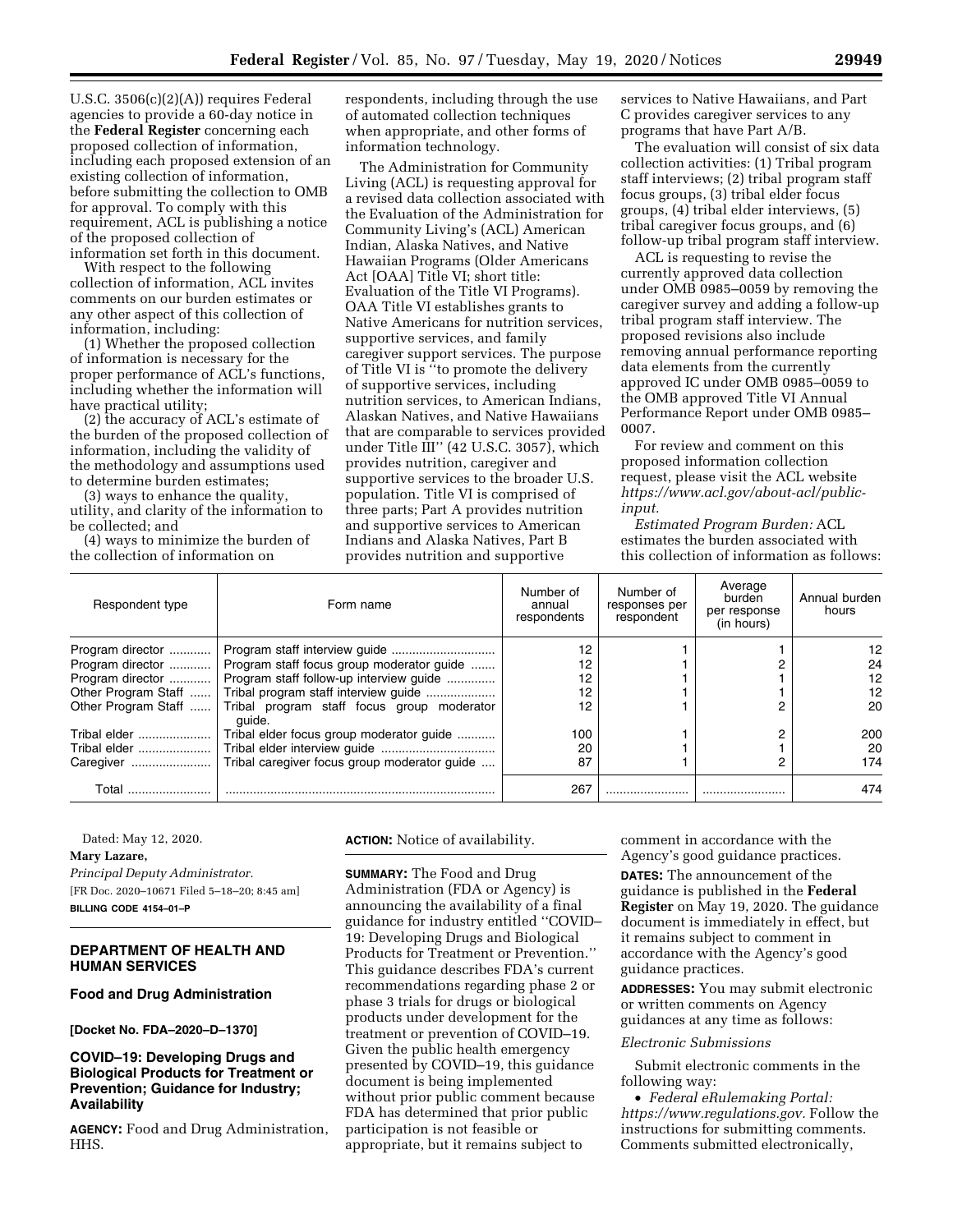U.S.C. 3506(c)(2)(A)) requires Federal agencies to provide a 60-day notice in the **Federal Register** concerning each proposed collection of information, including each proposed extension of an existing collection of information, before submitting the collection to OMB for approval. To comply with this requirement, ACL is publishing a notice of the proposed collection of information set forth in this document.

With respect to the following collection of information, ACL invites comments on our burden estimates or any other aspect of this collection of information, including:

(1) Whether the proposed collection of information is necessary for the proper performance of ACL's functions, including whether the information will have practical utility;

(2) the accuracy of ACL's estimate of the burden of the proposed collection of information, including the validity of the methodology and assumptions used to determine burden estimates;

(3) ways to enhance the quality, utility, and clarity of the information to be collected; and

(4) ways to minimize the burden of the collection of information on respondents, including through the use of automated collection techniques when appropriate, and other forms of information technology.

The Administration for Community Living (ACL) is requesting approval for a revised data collection associated with the Evaluation of the Administration for Community Living's (ACL) American Indian, Alaska Natives, and Native Hawaiian Programs (Older Americans Act [OAA] Title VI; short title: Evaluation of the Title VI Programs). OAA Title VI establishes grants to Native Americans for nutrition services, supportive services, and family caregiver support services. The purpose of Title VI is "to promote the delivery of supportive services, including nutrition services, to American Indians, Alaskan Natives, and Native Hawaiians that are comparable to services provided under Title III" (42 U.S.C. 3057), which provides nutrition, caregiver and supportive services to the broader U.S. population. Title VI is comprised of three parts; Part A provides nutrition and supportive services to American Indians and Alaska Natives, Part B provides nutrition and supportive services to Native Hawaiians, and Part C provides caregiver services to any programs that have Part A/B.

The evaluation will consist of six data collection activities: (1) Tribal program staff interviews; (2) tribal program staff focus groups, (3) tribal elder focus groups, (4) tribal elder interviews, (5) tribal caregiver focus groups, and (6) follow-up tribal program staff interview.

ACL is requesting to revise the currently approved data collection under OMB 0985–0059 by removing the caregiver survey and adding a follow-up tribal program staff interview. The proposed revisions also include removing annual performance reporting data elements from the currently approved IC under OMB 0985–0059 to the OMB approved Title VI Annual Performance Report under OMB 0985–0007.

For review and comment on this proposed information collection request, please visit the ACL website *https://www.acl.gov/about-acl/public-input.*

*Estimated Program Burden:* ACL estimates the burden associated with this collection of information as follows:

| Respondent type | Form name | Number of annual respondents | Number of responses per respondent | Average burden per response (in hours) | Annual burden hours |
|---|---|---|---|---|---|
| Program director | Program staff interview guide | 12 | 1 | 1 | 12 |
| Program director | Program staff focus group moderator guide | 12 | 1 | 2 | 24 |
| Program director | Program staff follow-up interview guide | 12 | 1 | 1 | 12 |
| Other Program Staff | Tribal program staff interview guide | 12 | 1 | 1 | 12 |
| Other Program Staff | Tribal program staff focus group moderator guide. | 12 | 1 | 2 | 20 |
| Tribal elder | Tribal elder focus group moderator guide | 100 | 1 | 2 | 200 |
| Tribal elder | Tribal elder interview guide | 20 | 1 | 1 | 20 |
| Caregiver | Tribal caregiver focus group moderator guide | 87 | 1 | 2 | 174 |
| Total | | 267 | | | 474 |

Dated: May 12, 2020.

**Mary Lazare,**

*Principal Deputy Administrator.*

[FR Doc. 2020–10671 Filed 5–18–20; 8:45 am]

**BILLING CODE 4154–01–P**

## DEPARTMENT OF HEALTH AND HUMAN SERVICES

### Food and Drug Administration

**[Docket No. FDA–2020–D–1370]**

### COVID–19: Developing Drugs and Biological Products for Treatment or Prevention; Guidance for Industry; Availability

**AGENCY:** Food and Drug Administration, HHS.

**ACTION:** Notice of availability.

**SUMMARY:** The Food and Drug Administration (FDA or Agency) is announcing the availability of a final guidance for industry entitled "COVID–19: Developing Drugs and Biological Products for Treatment or Prevention." This guidance describes FDA's current recommendations regarding phase 2 or phase 3 trials for drugs or biological products under development for the treatment or prevention of COVID–19. Given the public health emergency presented by COVID–19, this guidance document is being implemented without prior public comment because FDA has determined that prior public participation is not feasible or appropriate, but it remains subject to comment in accordance with the Agency's good guidance practices.

**DATES:** The announcement of the guidance is published in the **Federal Register** on May 19, 2020. The guidance document is immediately in effect, but it remains subject to comment in accordance with the Agency's good guidance practices.

**ADDRESSES:** You may submit electronic or written comments on Agency guidances at any time as follows:

*Electronic Submissions*

Submit electronic comments in the following way:

- *Federal eRulemaking Portal: https://www.regulations.gov.* Follow the instructions for submitting comments. Comments submitted electronically,